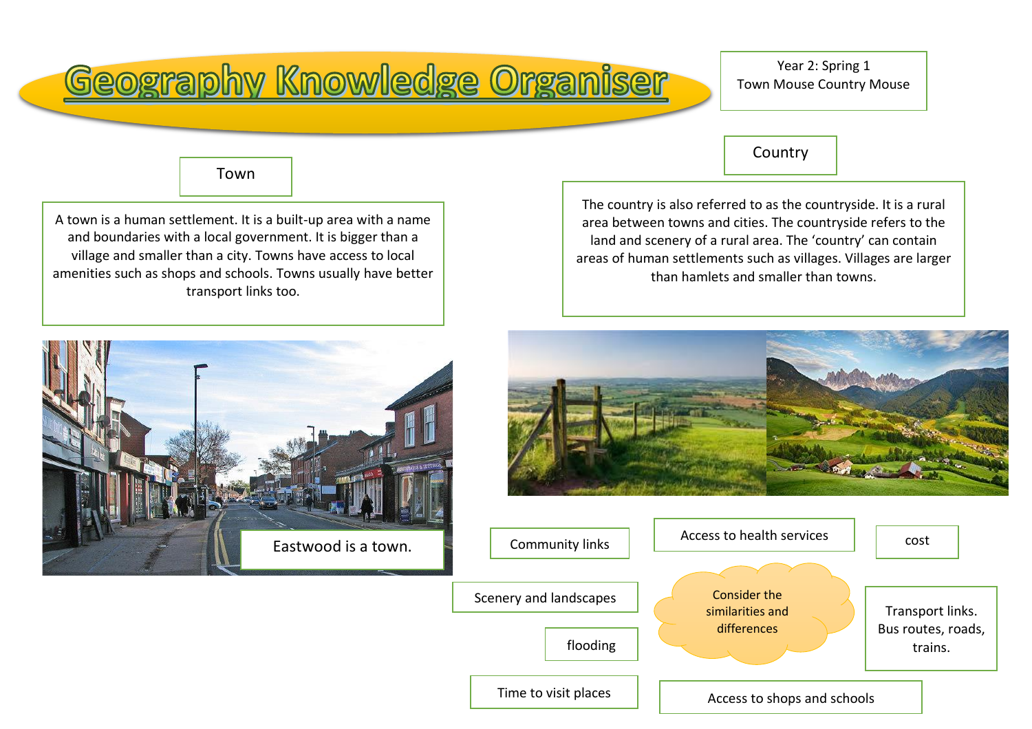# Geography Knowledge Organiser

Year 2: Spring 1
Town Mouse Country Mouse

## Town

A town is a human settlement. It is a built-up area with a name and boundaries with a local government. It is bigger than a village and smaller than a city. Towns have access to local amenities such as shops and schools. Towns usually have better transport links too.

Eastwood is a town.

## Country

The country is also referred to as the countryside. It is a rural area between towns and cities. The countryside refers to the land and scenery of a rural area. The 'country' can contain areas of human settlements such as villages. Villages are larger than hamlets and smaller than towns.

Consider the similarities and differences

- Community links
- Access to health services
- cost
- Scenery and landscapes
- Transport links. Bus routes, roads, trains.
- flooding
- Time to visit places
- Access to shops and schools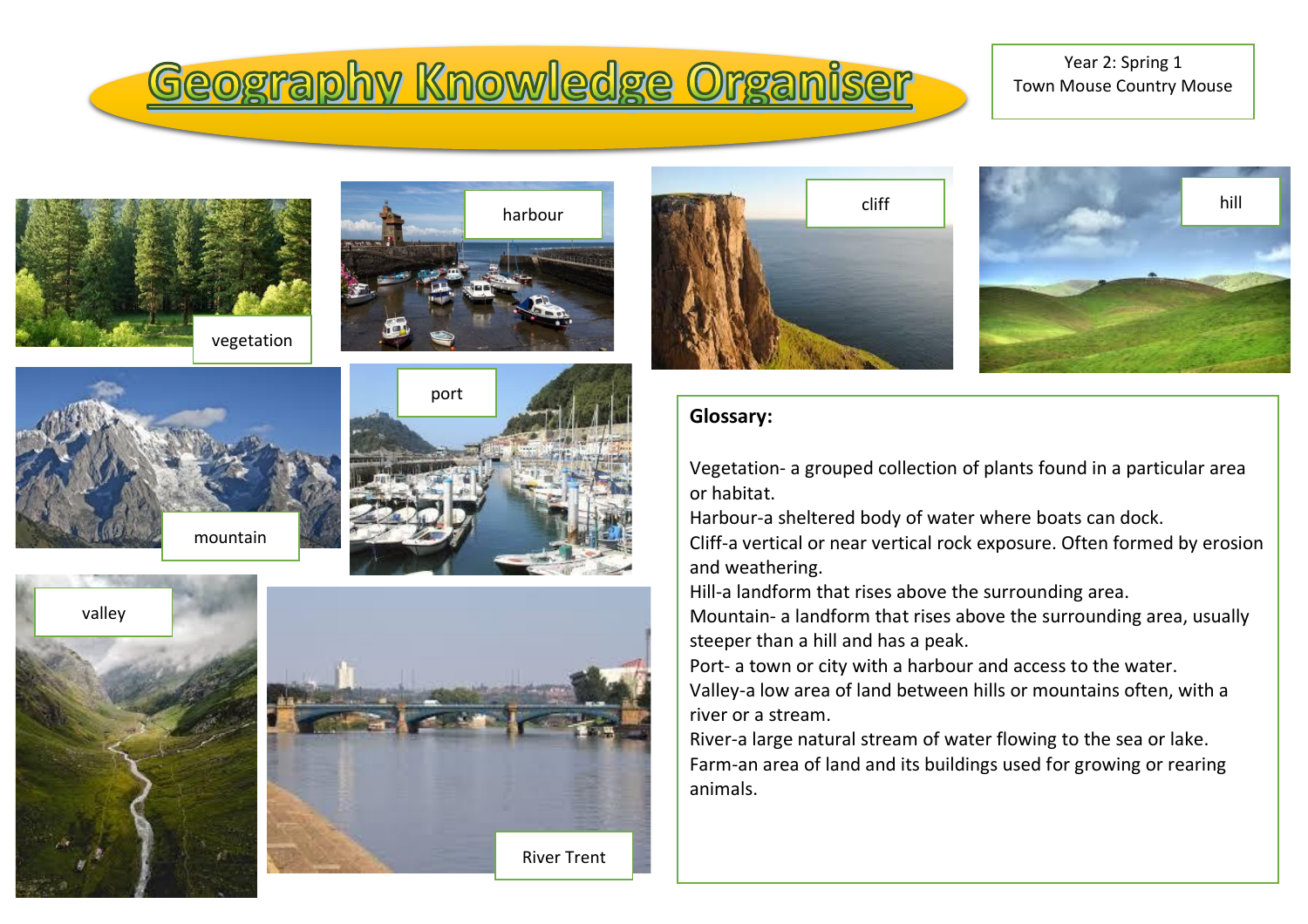# Geography Knowledge Organiser

Year 2: Spring 1
Town Mouse Country Mouse

vegetation

harbour

cliff

hill

mountain

port

valley

River Trent

**Glossary:**

Vegetation- a grouped collection of plants found in a particular area or habitat.
Harbour-a sheltered body of water where boats can dock.
Cliff-a vertical or near vertical rock exposure. Often formed by erosion and weathering.
Hill-a landform that rises above the surrounding area.
Mountain- a landform that rises above the surrounding area, usually steeper than a hill and has a peak.
Port- a town or city with a harbour and access to the water.
Valley-a low area of land between hills or mountains often, with a river or a stream.
River-a large natural stream of water flowing to the sea or lake.
Farm-an area of land and its buildings used for growing or rearing animals.